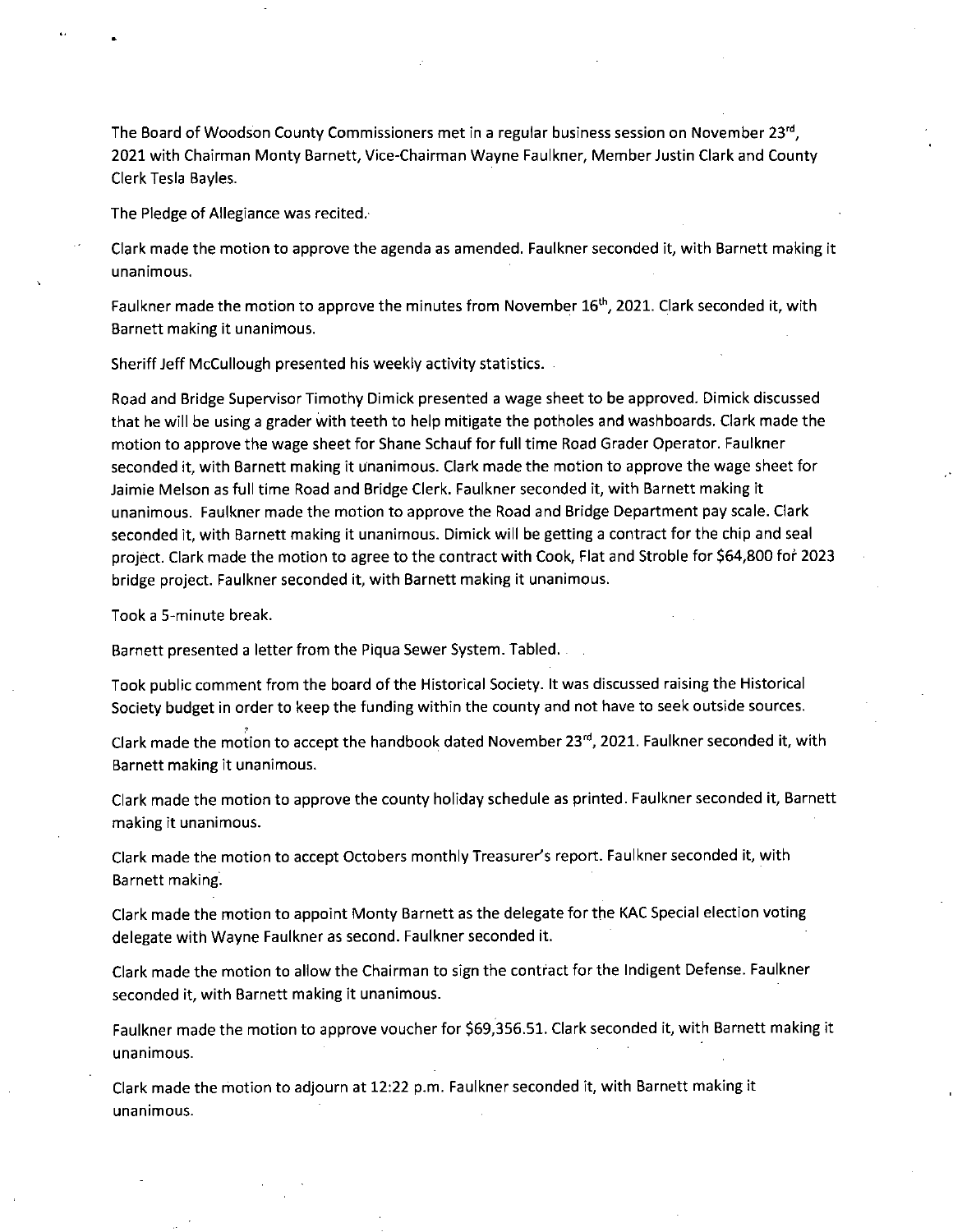The Board of Woodson County Commissioners met in a regular business session on November 23rd, 2021 with Chairman Monty Barnett, Vice-Chairman Wayne Faulkner, Member Justin Clark and County Clerk Tesla Bayles.

The Pledge of Allegiance was recited.

Clark made the motion to approve the agenda as amended. Faulkner seconded it, with Barnett making it unanimous.

Faulkner made the motion to approve the minutes from November 16th, 2021. Clark seconded it, with Barnett making it unanimous.

Sheriff Jeff McCullough presented his weekly activity statistics.

Road and Bridge Supervisor Timothy Dimick presented a wage sheet to be approved. Dimick discussed that he will be using a grader with teeth to help mitigate the potholes and washboards. Clark made the motion to approve the wage sheet for Shane Schauf for full time Road Grader Operator. Faulkner seconded it, with Barnett making it unanimous. Clark made the motion to approve the wage sheet for Jaimie Melson as full time Road and Bridge Clerk. Faulkner seconded it, with Barnett making it unanimous. Faulkner made the motion to approve the Road and Bridge Department pay scale. Clark seconded it, with Barnett making it unanimous. Dimick will be getting a contract for the chip and seal project. Clark made the motion to agree to the contract with Cook, Flat and Stroble for $64,800 for 2023 bridge project. Faulkner seconded it, with Barnett making it unanimous.

Took a 5-minute break.

Barnett presented a letter from the Piqua Sewer System. Tabled.

Took public comment from the board of the Historical Society. It was discussed raising the Historical Society budget in order to keep the funding within the county and not have to seek outside sources.

Clark made the motion to accept the handbook dated November 23rd, 2021. Faulkner seconded it, with Barnett making it unanimous.

Clark made the motion to approve the county holiday schedule as printed. Faulkner seconded it, Barnett making it unanimous.

Clark made the motion to accept Octobers monthly Treasurer's report. Faulkner seconded it, with Barnett making.

Clark made the motion to appoint Monty Barnett as the delegate for the KAC Special election voting delegate with Wayne Faulkner as second. Faulkner seconded it.

Clark made the motion to allow the Chairman to sign the contract for the Indigent Defense. Faulkner seconded it, with Barnett making it unanimous.

Faulkner made the motion to approve voucher for $69,356.51. Clark seconded it, with Barnett making it unanimous.

Clark made the motion to adjourn at 12:22 p.m. Faulkner seconded it, with Barnett making it unanimous.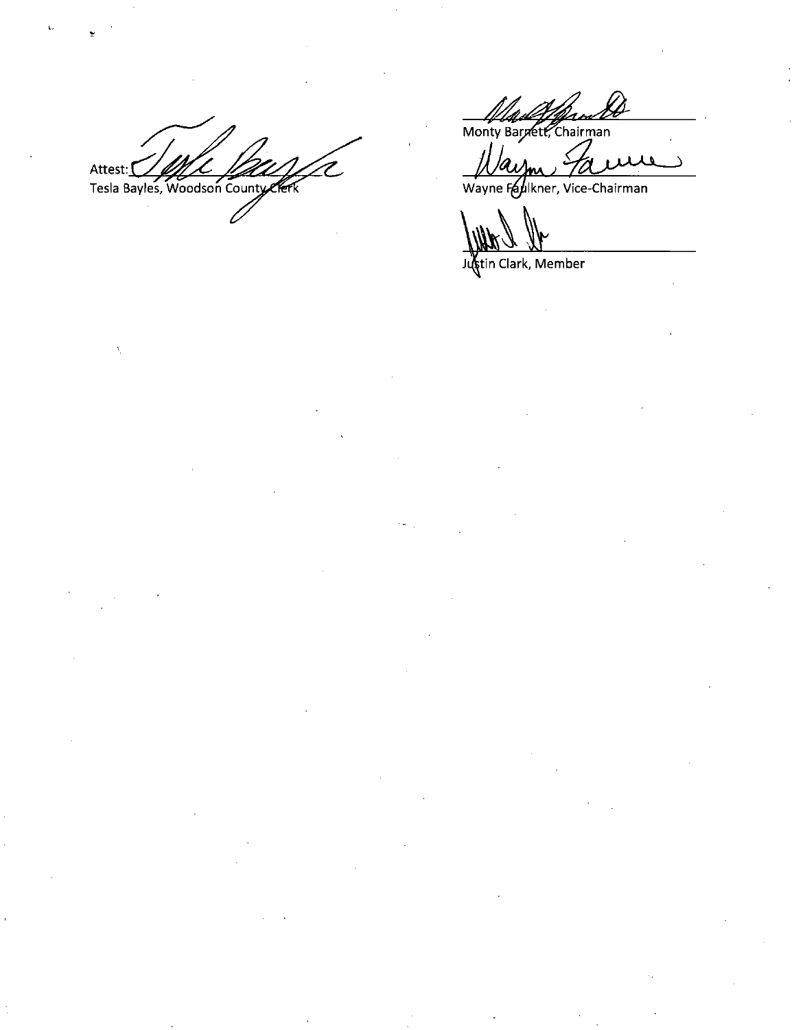Attest: \_\_\_\_\_\_\_\_\_\_\_\_\_\_\_\_\_\_\_\_\_\_\_\_\_\_\_\_
Tesla Bayles, Woodson County Clerk

\_\_\_\_\_\_\_\_\_\_\_\_\_\_\_\_\_\_\_\_\_\_\_\_\_\_\_\_
Monty Barnett, Chairman

\_\_\_\_\_\_\_\_\_\_\_\_\_\_\_\_\_\_\_\_\_\_\_\_\_\_\_\_
Wayne Faulkner, Vice-Chairman

\_\_\_\_\_\_\_\_\_\_\_\_\_\_\_\_\_\_\_\_\_\_\_\_\_\_\_\_
Justin Clark, Member